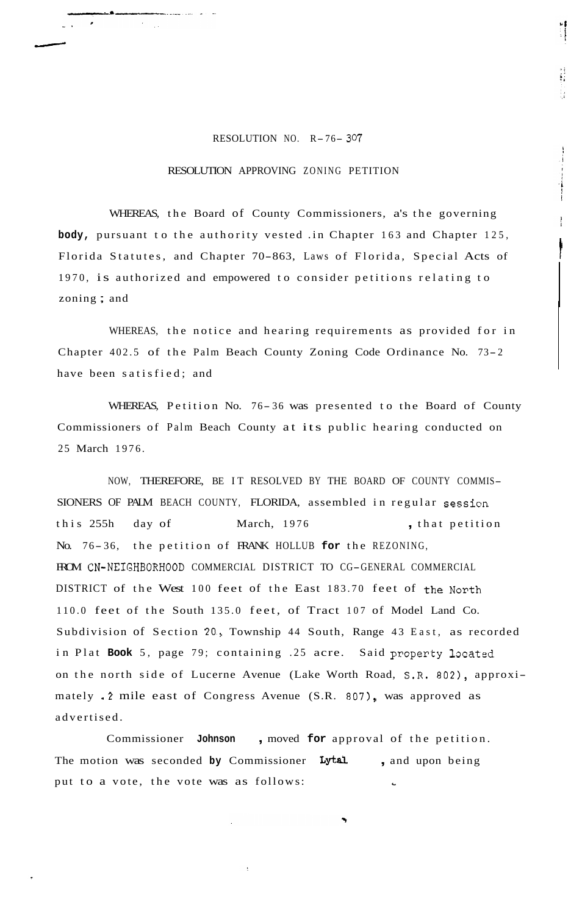RESOLUTION NO. R-76-307

RESOLUTION APPROVING ZONING PETITION

WHEREAS, the Board of County Commissioners, a's the governing body, pursuant to the authority vested .in Chapter 163 and Chapter 125, Florida Statutes, and Chapter 70-863, Laws of Florida, Special Acts of 1970, is authorized and empowered to consider petitions relating to zoning; and

WHEREAS, the notice and hearing requirements as provided for in Chapter 402.5 of the Palm Beach County Zoning Code Ordinance No. 73-2 have been satisfied; and

WHEREAS, Petition No. 76-36 was presented to the Board of County Commissioners of Palm Beach County at its public hearing conducted on 25 March 1976.

NOW, THEREFORE, BE IT RESOLVED BY THE BOARD OF COUNTY COMMISSIONERS OF PALM BEACH COUNTY, FLORIDA, assembled in regular session this 255h day of March, 1976, that petition No. 76-36, the petition of FRANK HOLLUB for the REZONING, FROM CN-NEIGHBORHOOD COMMERCIAL DISTRICT TO CG-GENERAL COMMERCIAL DISTRICT of the West 100 feet of the East 183.70 feet of the North 110.0 feet of the South 135.0 feet, of Tract 107 of Model Land Co. Subdivision of Section 20, Township 44 South, Range 43 East, as recorded in Plat Book 5, page 79; containing .25 acre. Said property located on the north side of Lucerne Avenue (Lake Worth Road, S.R. 802), approximately .2 mile east of Congress Avenue (S.R. 807), was approved as advertised.

Commissioner **Johnson**, moved for approval of the petition. The motion was seconded by Commissioner Lytal, and upon being put to a vote, the vote was as follows: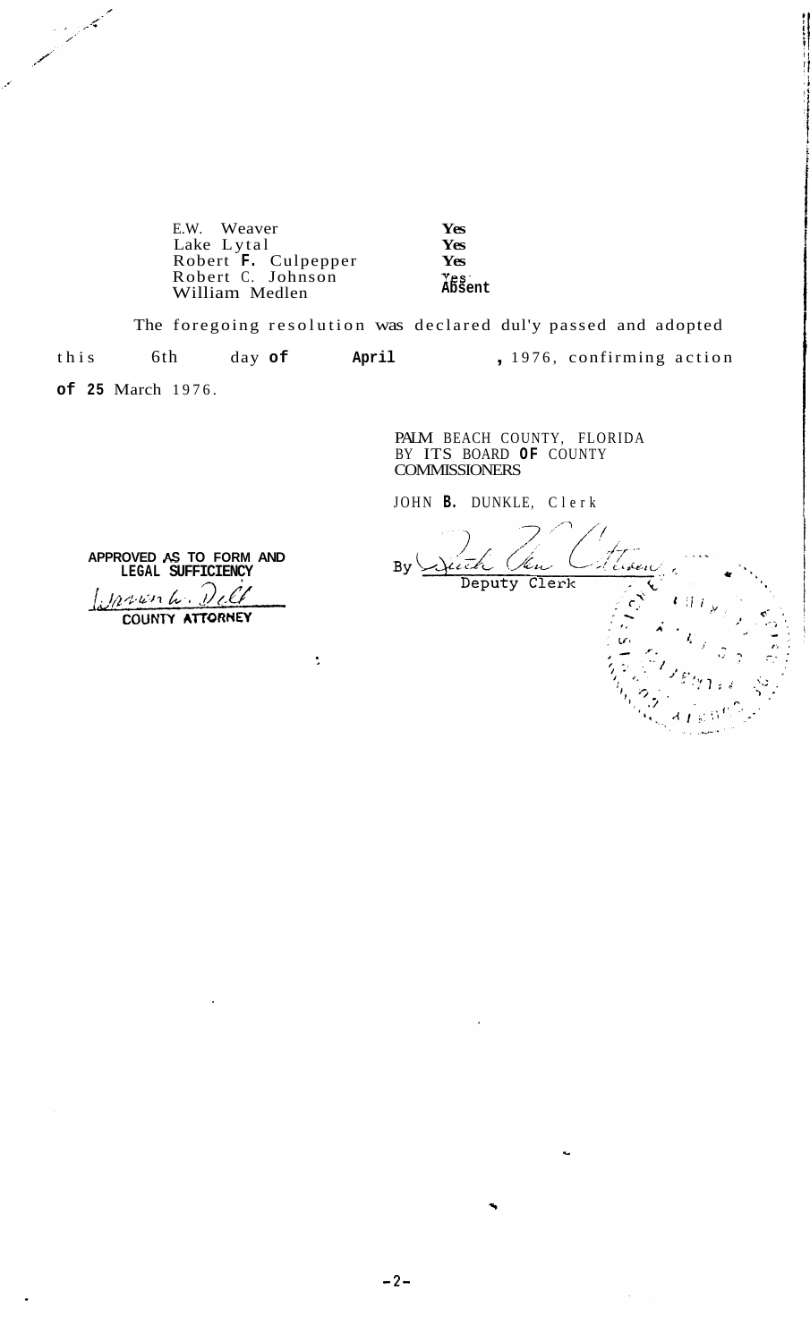| | |
|---|---|
| E.W. Weaver | Yes |
| Lake Lytal | Yes |
| Robert F. Culpepper | Yes |
| Robert C. Johnson | Yes |
| William Medlen | Absent |

The foregoing resolution was declared dul'y passed and adopted this 6th day of April, 1976, confirming action of 25 March 1976.

PALM BEACH COUNTY, FLORIDA
BY ITS BOARD OF COUNTY COMMISSIONERS

JOHN B. DUNKLE, Clerk

By ______________________
Deputy Clerk

APPROVED AS TO FORM AND LEGAL SUFFICIENCY

______________________
COUNTY ATTORNEY